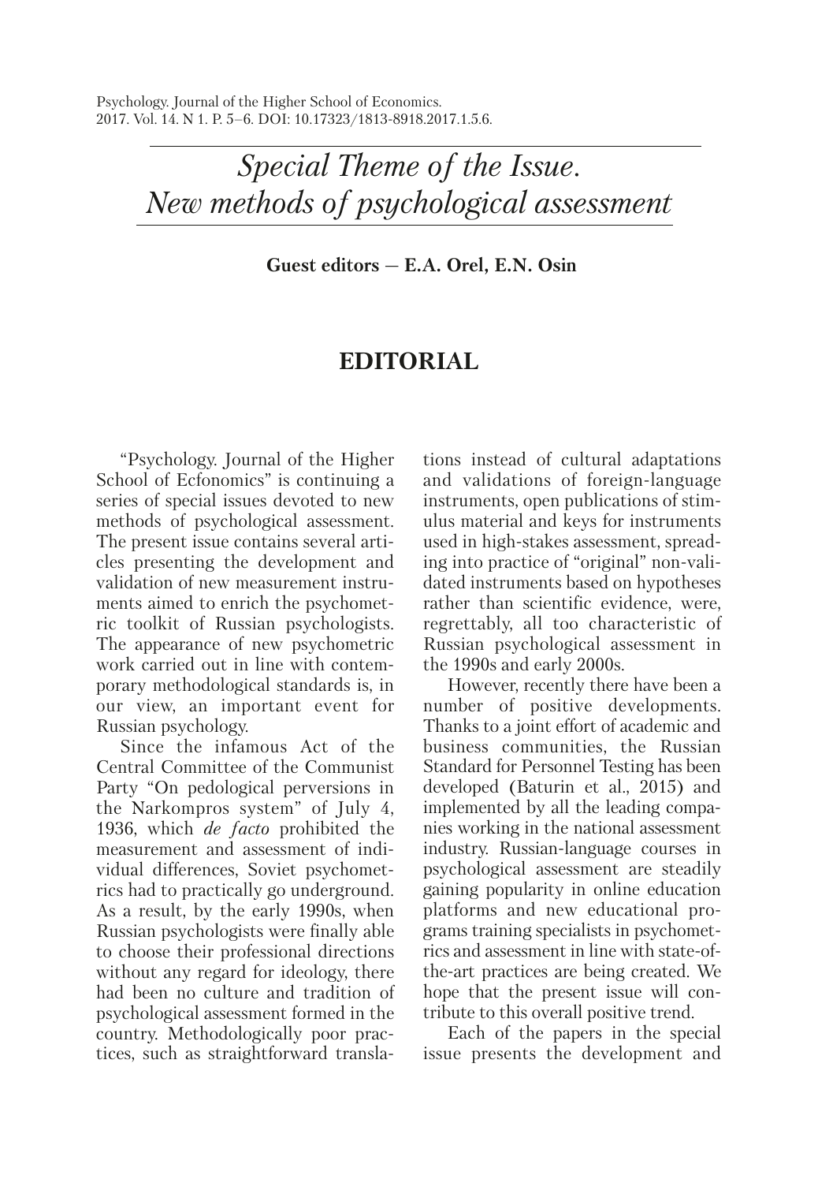# *Special Theme of the Issue. New methods of psychological assessment*

**Guest editors — E.A. Orel, E.N. Osin**

## EDITORIAL

"Psychology. Journal of the Higher School of Ecfonomics" is continuing a series of special issues devoted to new methods of psychological assessment. The present issue contains several articles presenting the development and validation of new measurement instruments aimed to enrich the psychometric toolkit of Russian psychologists. The appearance of new psychometric work carried out in line with contemporary methodological standards is, in our view, an important event for Russian psychology.

Since the infamous Act of the Central Committee of the Communist Party "On pedological perversions in the Narkompros system" of July 4, 1936, which *de facto* prohibited the measurement and assessment of individual differences, Soviet psychometrics had to practically go underground. As a result, by the early 1990s, when Russian psychologists were finally able to choose their professional directions without any regard for ideology, there had been no culture and tradition of psychological assessment formed in the country. Methodologically poor practices, such as straightforward translations instead of cultural adaptations and validations of foreign-language instruments, open publications of stimulus material and keys for instruments used in high-stakes assessment, spreading into practice of "original" non-validated instruments based on hypotheses rather than scientific evidence, were, regrettably, all too characteristic of Russian psychological assessment in the 1990s and early 2000s.

However, recently there have been a number of positive developments. Thanks to a joint effort of academic and business communities, the Russian Standard for Personnel Testing has been developed (Baturin et al., 2015) and implemented by all the leading companies working in the national assessment industry. Russian-language courses in psychological assessment are steadily gaining popularity in online education platforms and new educational programs training specialists in psychometrics and assessment in line with state-of-the-art practices are being created. We hope that the present issue will contribute to this overall positive trend.

Each of the papers in the special issue presents the development and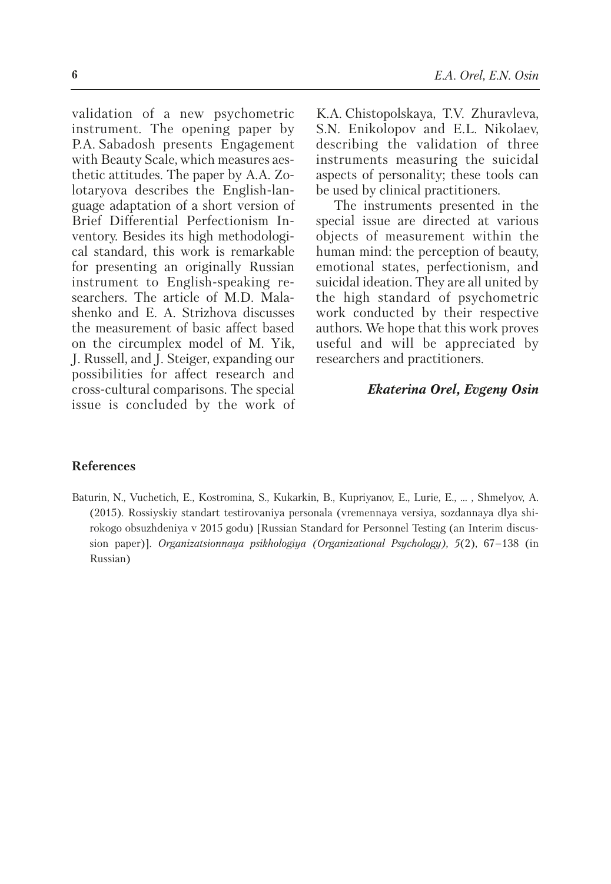validation of a new psychometric instrument. The opening paper by P.A. Sabadosh presents Engagement with Beauty Scale, which measures aesthetic attitudes. The paper by A.A. Zolotaryova describes the English-language adaptation of a short version of Brief Differential Perfectionism Inventory. Besides its high methodological standard, this work is remarkable for presenting an originally Russian instrument to English-speaking researchers. The article of M.D. Malashenko and E. A. Strizhova discusses the measurement of basic affect based on the circumplex model of M. Yik, J. Russell, and J. Steiger, expanding our possibilities for affect research and cross-cultural comparisons. The special issue is concluded by the work of K.A. Chistopolskaya, T.V. Zhuravleva, S.N. Enikolopov and E.L. Nikolaev, describing the validation of three instruments measuring the suicidal aspects of personality; these tools can be used by clinical practitioners.

The instruments presented in the special issue are directed at various objects of measurement within the human mind: the perception of beauty, emotional states, perfectionism, and suicidal ideation. They are all united by the high standard of psychometric work conducted by their respective authors. We hope that this work proves useful and will be appreciated by researchers and practitioners.

***Ekaterina Orel, Evgeny Osin***

## References

Baturin, N., Vuchetich, E., Kostromina, S., Kukarkin, B., Kupriyanov, E., Lurie, E., ... , Shmelyov, A. (2015). Rossiyskiy standart testirovaniya personala (vremennaya versiya, sozdannaya dlya shirokogo obsuzhdeniya v 2015 godu) [Russian Standard for Personnel Testing (an Interim discussion paper)]. *Organizatsionnaya psikhologiya (Organizational Psychology), 5*(2), 67–138 (in Russian)